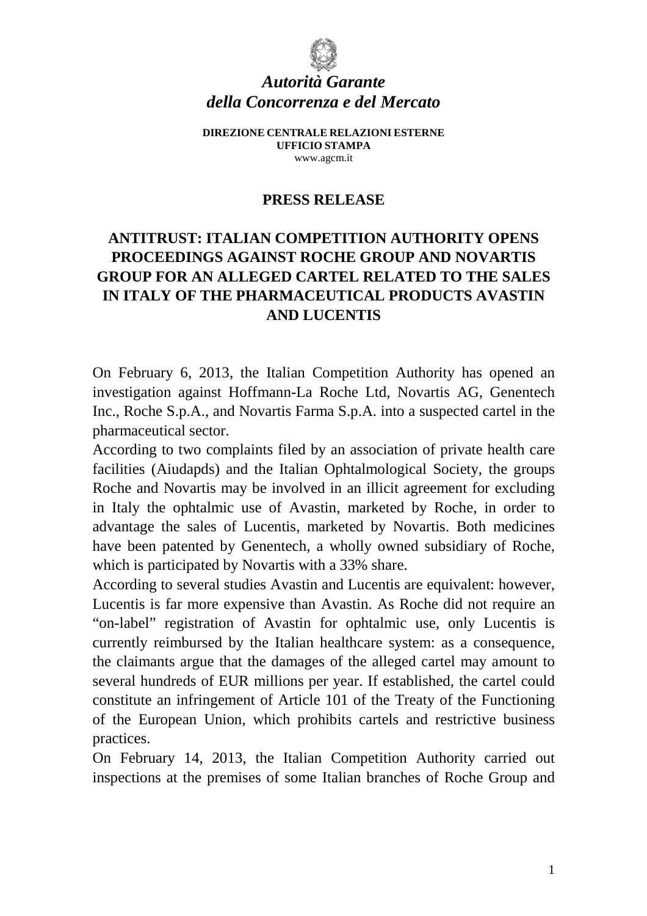*Autorità Garante*
*della Concorrenza e del Mercato*

**DIREZIONE CENTRALE RELAZIONI ESTERNE**
**UFFICIO STAMPA**
www.agcm.it

## PRESS RELEASE

# ANTITRUST: ITALIAN COMPETITION AUTHORITY OPENS PROCEEDINGS AGAINST ROCHE GROUP AND NOVARTIS GROUP FOR AN ALLEGED CARTEL RELATED TO THE SALES IN ITALY OF THE PHARMACEUTICAL PRODUCTS AVASTIN AND LUCENTIS

On February 6, 2013, the Italian Competition Authority has opened an investigation against Hoffmann-La Roche Ltd, Novartis AG, Genentech Inc., Roche S.p.A., and Novartis Farma S.p.A. into a suspected cartel in the pharmaceutical sector.

According to two complaints filed by an association of private health care facilities (Aiudapds) and the Italian Ophtalmological Society, the groups Roche and Novartis may be involved in an illicit agreement for excluding in Italy the ophtalmic use of Avastin, marketed by Roche, in order to advantage the sales of Lucentis, marketed by Novartis. Both medicines have been patented by Genentech, a wholly owned subsidiary of Roche, which is participated by Novartis with a 33% share.

According to several studies Avastin and Lucentis are equivalent: however, Lucentis is far more expensive than Avastin. As Roche did not require an "on-label" registration of Avastin for ophtalmic use, only Lucentis is currently reimbursed by the Italian healthcare system: as a consequence, the claimants argue that the damages of the alleged cartel may amount to several hundreds of EUR millions per year. If established, the cartel could constitute an infringement of Article 101 of the Treaty of the Functioning of the European Union, which prohibits cartels and restrictive business practices.

On February 14, 2013, the Italian Competition Authority carried out inspections at the premises of some Italian branches of Roche Group and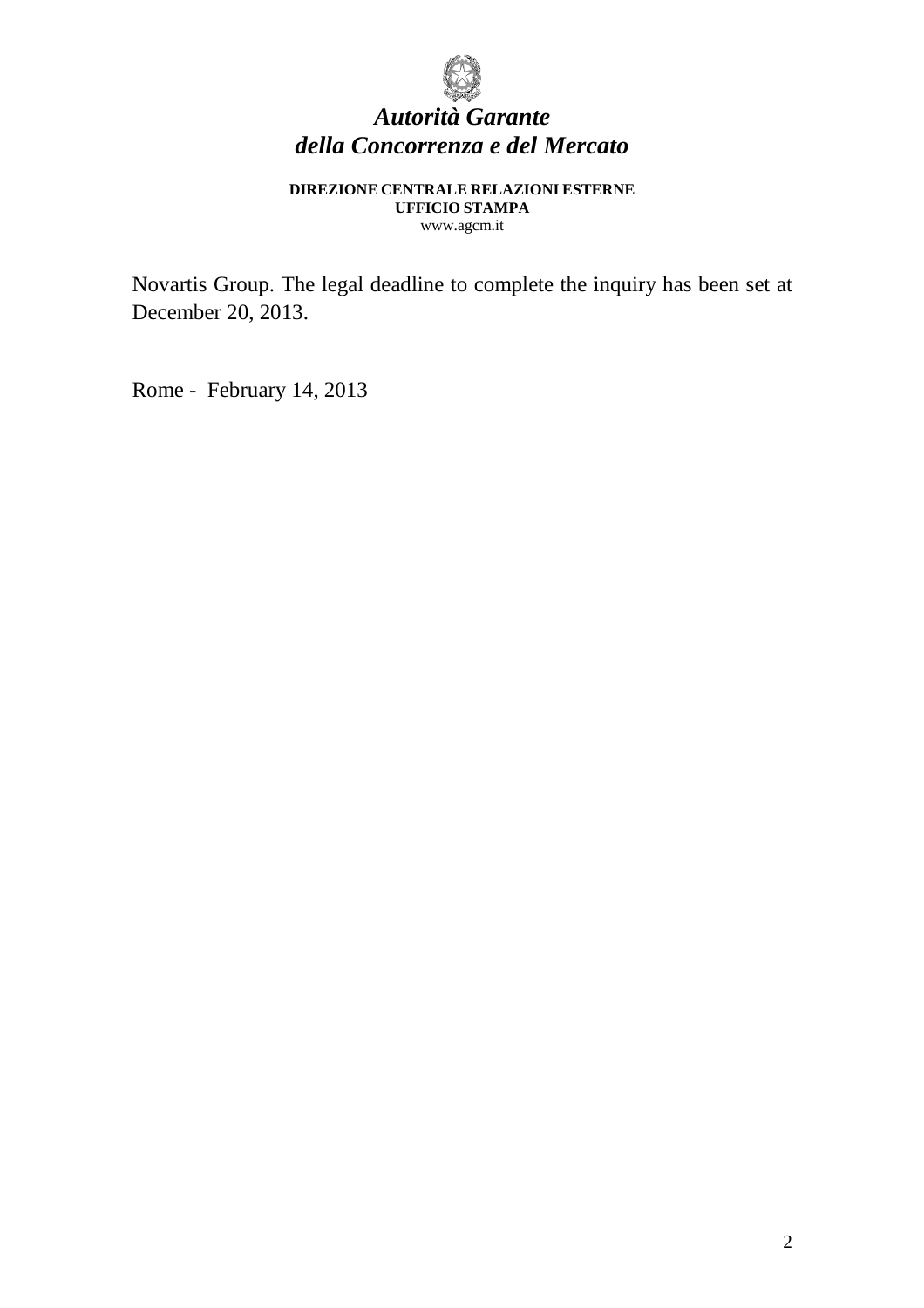Novartis Group. The legal deadline to complete the inquiry has been set at December 20, 2013.

Rome - February 14, 2013